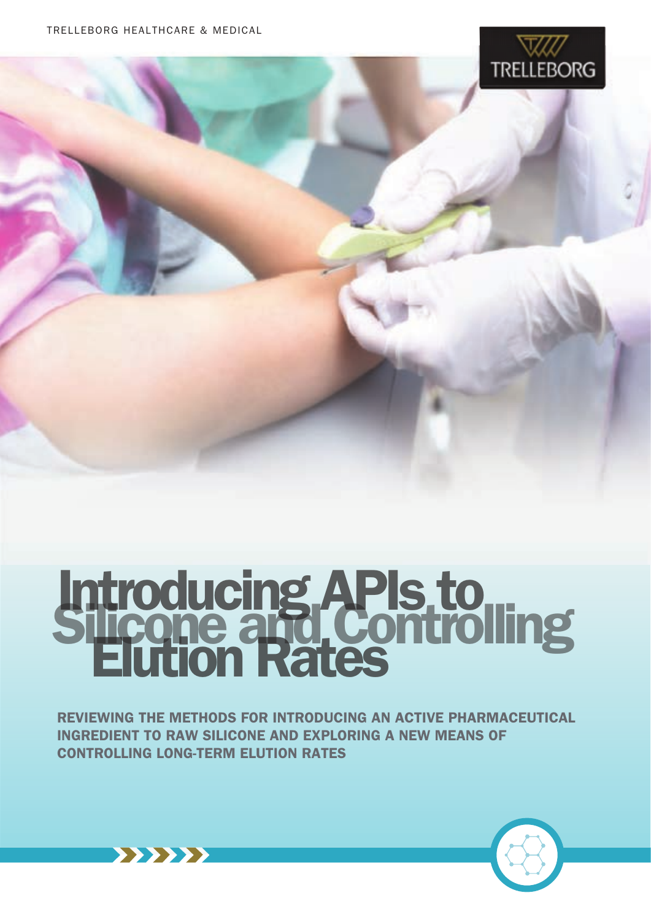TRELLEBORG HEALTHCARE & MEDICAL

# Introducing APIs to Silicone and Controlling Elution Rates

**REVIEWING THE METHODS FOR INTRODUCING AN ACTIVE PHARMACEUTICAL INGREDIENT TO RAW SILICONE AND EXPLORING A NEW MEANS OF CONTROLLING LONG-TERM ELUTION RATES**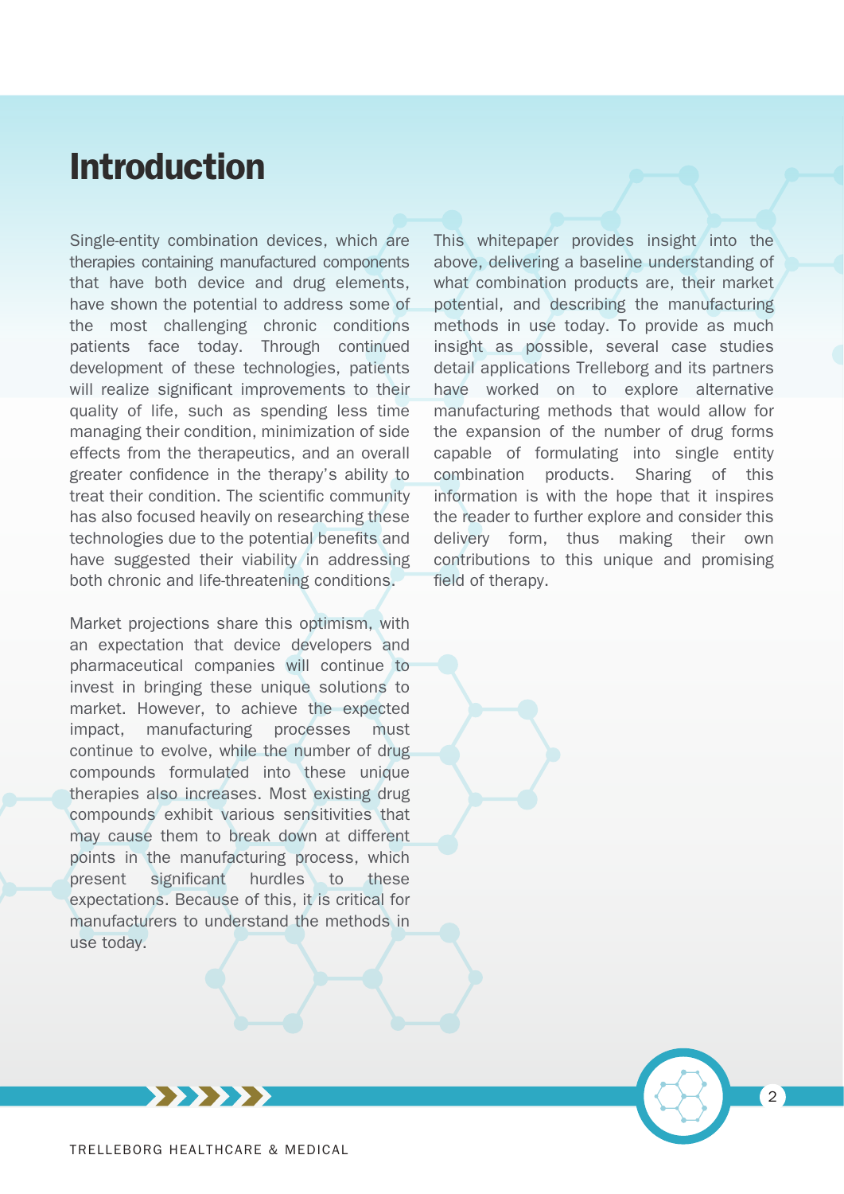# Introduction

Single-entity combination devices, which are therapies containing manufactured components that have both device and drug elements, have shown the potential to address some of the most challenging chronic conditions patients face today. Through continued development of these technologies, patients will realize significant improvements to their quality of life, such as spending less time managing their condition, minimization of side effects from the therapeutics, and an overall greater confidence in the therapy's ability to treat their condition. The scientific community has also focused heavily on researching these technologies due to the potential benefits and have suggested their viability in addressing both chronic and life-threatening conditions.

Market projections share this optimism, with an expectation that device developers and pharmaceutical companies will continue to invest in bringing these unique solutions to market. However, to achieve the expected impact, manufacturing processes must continue to evolve, while the number of drug compounds formulated into these unique therapies also increases. Most existing drug compounds exhibit various sensitivities that may cause them to break down at different points in the manufacturing process, which present significant hurdles to these expectations. Because of this, it is critical for manufacturers to understand the methods in use today.

This whitepaper provides insight into the above, delivering a baseline understanding of what combination products are, their market potential, and describing the manufacturing methods in use today. To provide as much insight as possible, several case studies detail applications Trelleborg and its partners have worked on to explore alternative manufacturing methods that would allow for the expansion of the number of drug forms capable of formulating into single entity combination products. Sharing of this information is with the hope that it inspires the reader to further explore and consider this delivery form, thus making their own contributions to this unique and promising field of therapy.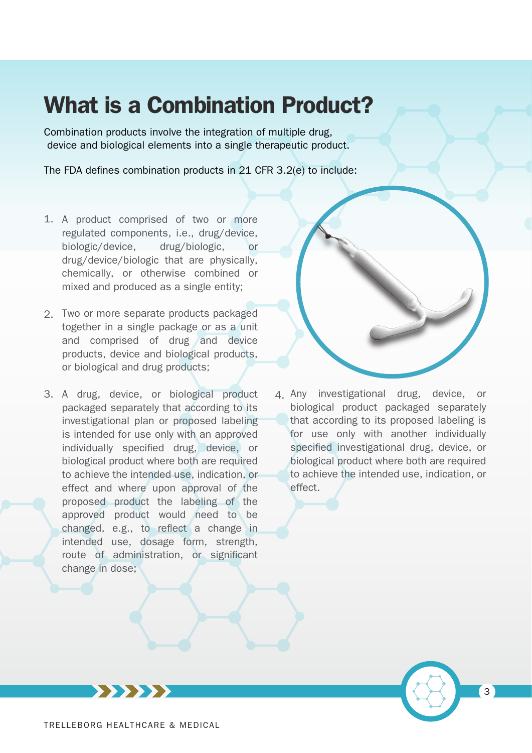# What is a Combination Product?

Combination products involve the integration of multiple drug, device and biological elements into a single therapeutic product.

The FDA defines combination products in 21 CFR 3.2(e) to include:

1. A product comprised of two or more regulated components, i.e., drug/device, biologic/device, drug/biologic, or drug/device/biologic that are physically, chemically, or otherwise combined or mixed and produced as a single entity;

2. Two or more separate products packaged together in a single package or as a unit and comprised of drug and device products, device and biological products, or biological and drug products;

3. A drug, device, or biological product packaged separately that according to its investigational plan or proposed labeling is intended for use only with an approved individually specified drug, device, or biological product where both are required to achieve the intended use, indication, or effect and where upon approval of the proposed product the labeling of the approved product would need to be changed, e.g., to reflect a change in intended use, dosage form, strength, route of administration, or significant change in dose;

4. Any investigational drug, device, or biological product packaged separately that according to its proposed labeling is for use only with another individually specified investigational drug, device, or biological product where both are required to achieve the intended use, indication, or effect.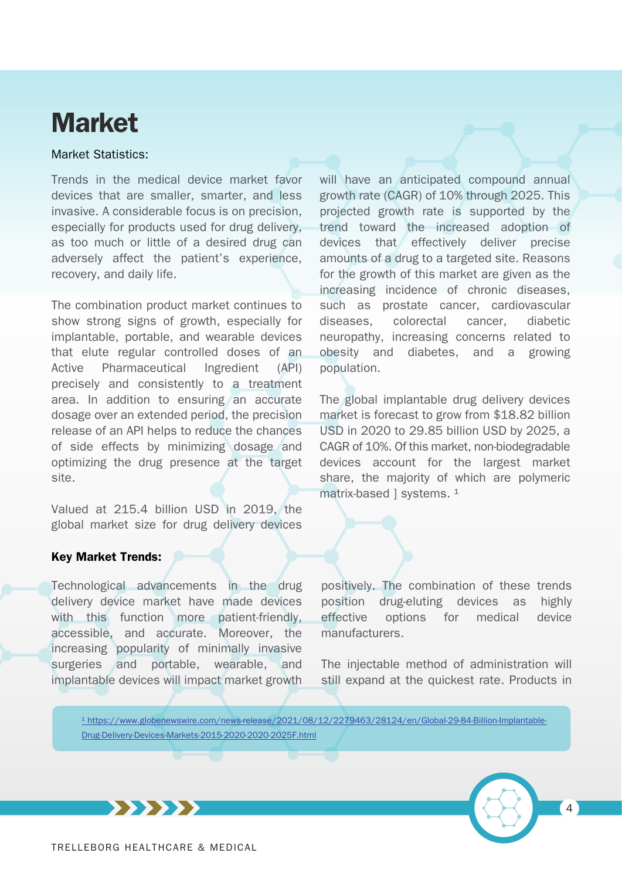# Market

Market Statistics:

Trends in the medical device market favor devices that are smaller, smarter, and less invasive. A considerable focus is on precision, especially for products used for drug delivery, as too much or little of a desired drug can adversely affect the patient's experience, recovery, and daily life.

The combination product market continues to show strong signs of growth, especially for implantable, portable, and wearable devices that elute regular controlled doses of an Active Pharmaceutical Ingredient (API) precisely and consistently to a treatment area. In addition to ensuring an accurate dosage over an extended period, the precision release of an API helps to reduce the chances of side effects by minimizing dosage and optimizing the drug presence at the target site.

Valued at 215.4 billion USD in 2019, the global market size for drug delivery devices will have an anticipated compound annual growth rate (CAGR) of 10% through 2025. This projected growth rate is supported by the trend toward the increased adoption of devices that effectively deliver precise amounts of a drug to a targeted site. Reasons for the growth of this market are given as the increasing incidence of chronic diseases, such as prostate cancer, cardiovascular diseases, colorectal cancer, diabetic neuropathy, increasing concerns related to obesity and diabetes, and a growing population.

The global implantable drug delivery devices market is forecast to grow from $18.82 billion USD in 2020 to 29.85 billion USD by 2025, a CAGR of 10%. Of this market, non-biodegradable devices account for the largest market share, the majority of which are polymeric matrix-based ] systems. [1]

**Key Market Trends:**

Technological advancements in the drug delivery device market have made devices with this function more patient-friendly, accessible, and accurate. Moreover, the increasing popularity of minimally invasive surgeries and portable, wearable, and implantable devices will impact market growth positively. The combination of these trends position drug-eluting devices as highly effective options for medical device manufacturers.

The injectable method of administration will still expand at the quickest rate. Products in

[1] https://www.globenewswire.com/news-release/2021/08/12/2279463/28124/en/Global-29-84-Billion-Implantable-Drug-Delivery-Devices-Markets-2015-2020-2020-2025F.html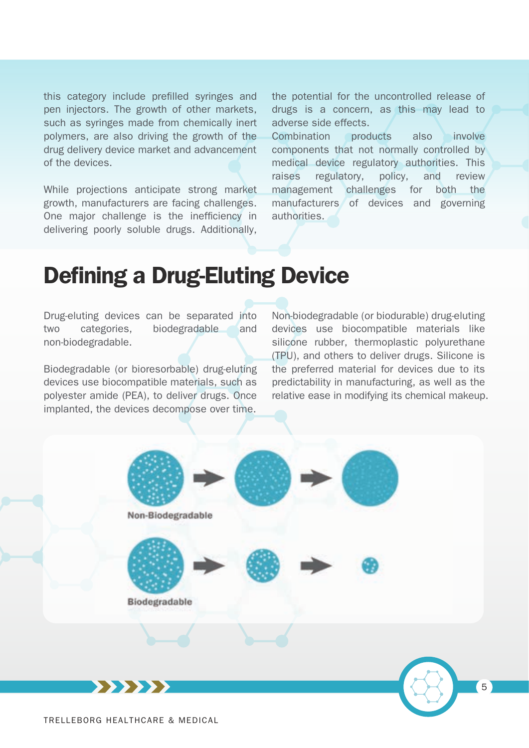this category include prefilled syringes and pen injectors. The growth of other markets, such as syringes made from chemically inert polymers, are also driving the growth of the drug delivery device market and advancement of the devices.

While projections anticipate strong market growth, manufacturers are facing challenges. One major challenge is the inefficiency in delivering poorly soluble drugs. Additionally, the potential for the uncontrolled release of drugs is a concern, as this may lead to adverse side effects.

Combination products also involve components that not normally controlled by medical device regulatory authorities. This raises regulatory, policy, and review management challenges for both the manufacturers of devices and governing authorities.

# Defining a Drug-Eluting Device

Drug-eluting devices can be separated into two categories, biodegradable and non-biodegradable.

Biodegradable (or bioresorbable) drug-eluting devices use biocompatible materials, such as polyester amide (PEA), to deliver drugs. Once implanted, the devices decompose over time.

Non-biodegradable (or biodurable) drug-eluting devices use biocompatible materials like silicone rubber, thermoplastic polyurethane (TPU), and others to deliver drugs. Silicone is the preferred material for devices due to its predictability in manufacturing, as well as the relative ease in modifying its chemical makeup.

Non-Biodegradable

Biodegradable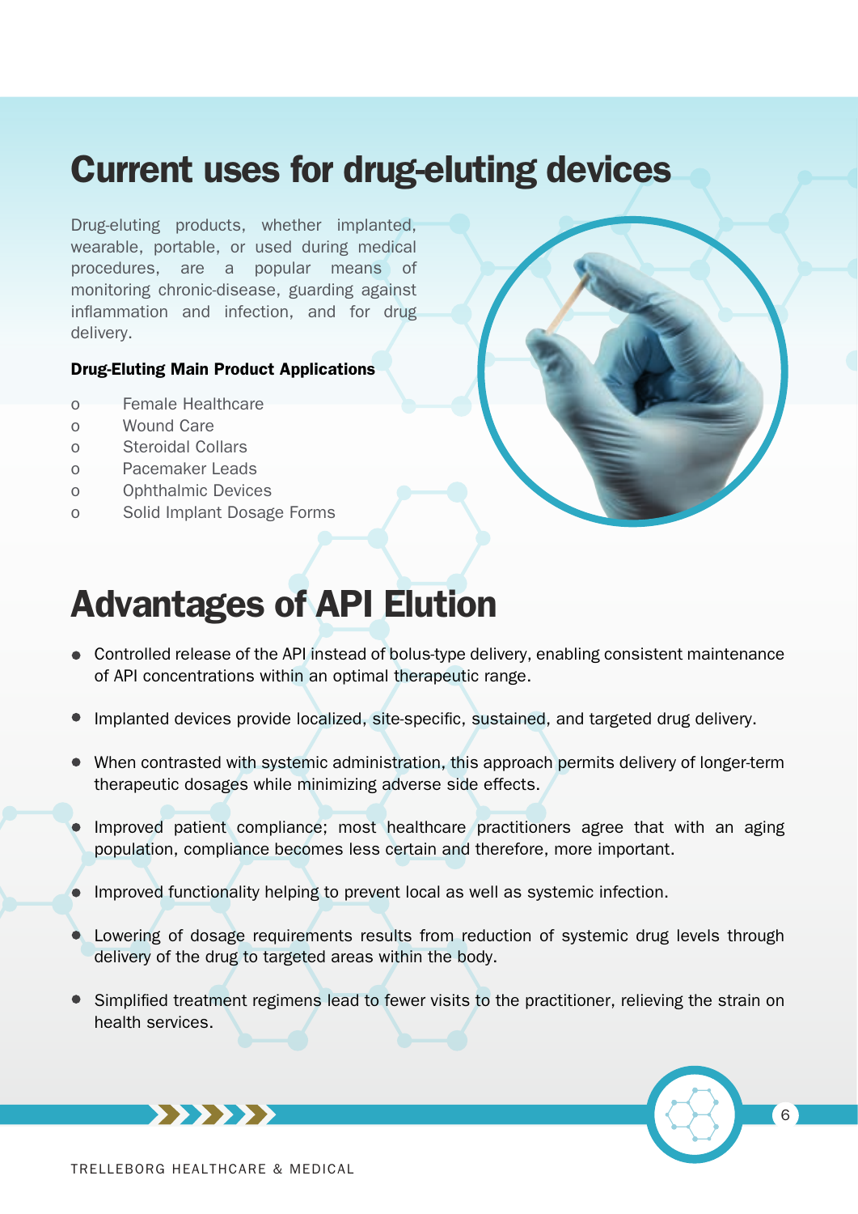# Current uses for drug-eluting devices

Drug-eluting products, whether implanted, wearable, portable, or used during medical procedures, are a popular means of monitoring chronic-disease, guarding against inflammation and infection, and for drug delivery.

**Drug-Eluting Main Product Applications**

- Female Healthcare
- Wound Care
- Steroidal Collars
- Pacemaker Leads
- Ophthalmic Devices
- Solid Implant Dosage Forms

# Advantages of API Elution

- Controlled release of the API instead of bolus-type delivery, enabling consistent maintenance of API concentrations within an optimal therapeutic range.
- Implanted devices provide localized, site-specific, sustained, and targeted drug delivery.
- When contrasted with systemic administration, this approach permits delivery of longer-term therapeutic dosages while minimizing adverse side effects.
- Improved patient compliance; most healthcare practitioners agree that with an aging population, compliance becomes less certain and therefore, more important.
- Improved functionality helping to prevent local as well as systemic infection.
- Lowering of dosage requirements results from reduction of systemic drug levels through delivery of the drug to targeted areas within the body.
- Simplified treatment regimens lead to fewer visits to the practitioner, relieving the strain on health services.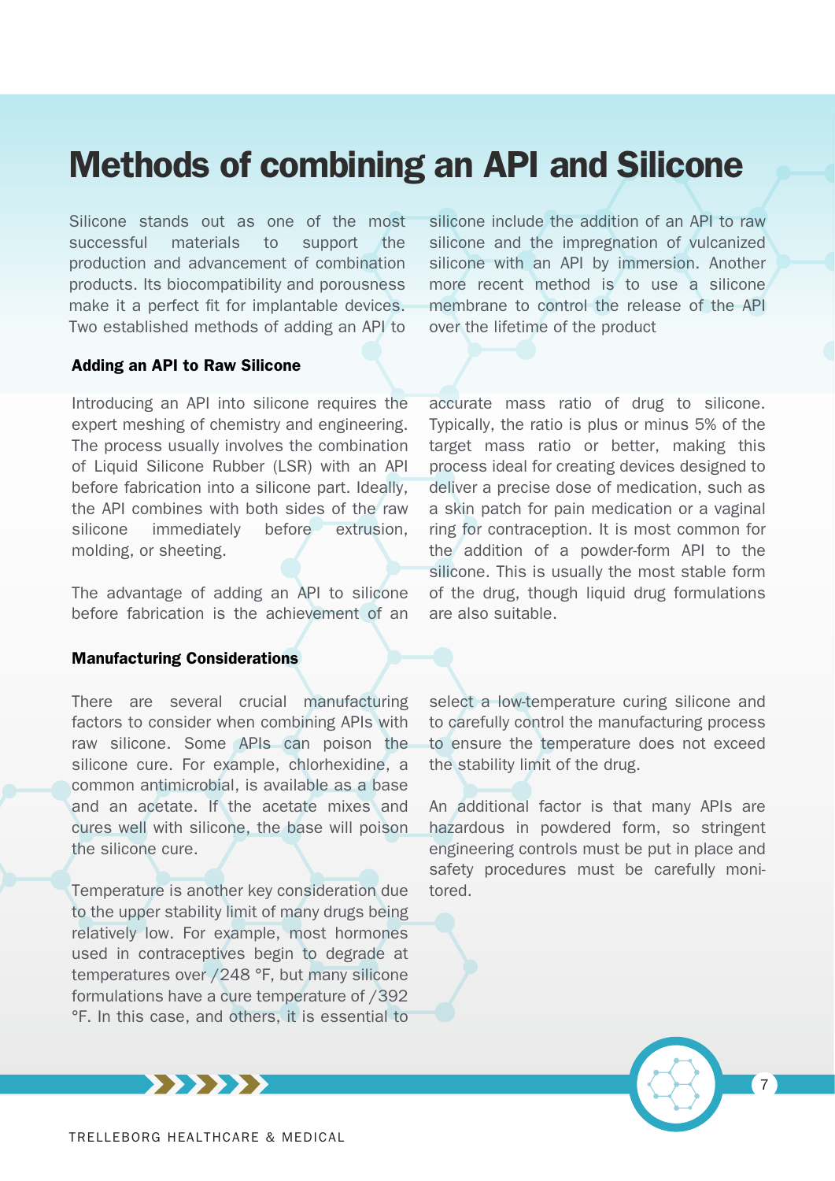# Methods of combining an API and Silicone

Silicone stands out as one of the most successful materials to support the production and advancement of combination products. Its biocompatibility and porousness make it a perfect fit for implantable devices. Two established methods of adding an API to silicone include the addition of an API to raw silicone and the impregnation of vulcanized silicone with an API by immersion. Another more recent method is to use a silicone membrane to control the release of the API over the lifetime of the product

### Adding an API to Raw Silicone

Introducing an API into silicone requires the expert meshing of chemistry and engineering. The process usually involves the combination of Liquid Silicone Rubber (LSR) with an API before fabrication into a silicone part. Ideally, the API combines with both sides of the raw silicone immediately before extrusion, molding, or sheeting.

The advantage of adding an API to silicone before fabrication is the achievement of an accurate mass ratio of drug to silicone. Typically, the ratio is plus or minus 5% of the target mass ratio or better, making this process ideal for creating devices designed to deliver a precise dose of medication, such as a skin patch for pain medication or a vaginal ring for contraception. It is most common for the addition of a powder-form API to the silicone. This is usually the most stable form of the drug, though liquid drug formulations are also suitable.

### Manufacturing Considerations

There are several crucial manufacturing factors to consider when combining APIs with raw silicone. Some APIs can poison the silicone cure. For example, chlorhexidine, a common antimicrobial, is available as a base and an acetate. If the acetate mixes and cures well with silicone, the base will poison the silicone cure.

Temperature is another key consideration due to the upper stability limit of many drugs being relatively low. For example, most hormones used in contraceptives begin to degrade at temperatures over /248 °F, but many silicone formulations have a cure temperature of /392 °F. In this case, and others, it is essential to select a low-temperature curing silicone and to carefully control the manufacturing process to ensure the temperature does not exceed the stability limit of the drug.

An additional factor is that many APIs are hazardous in powdered form, so stringent engineering controls must be put in place and safety procedures must be carefully monitored.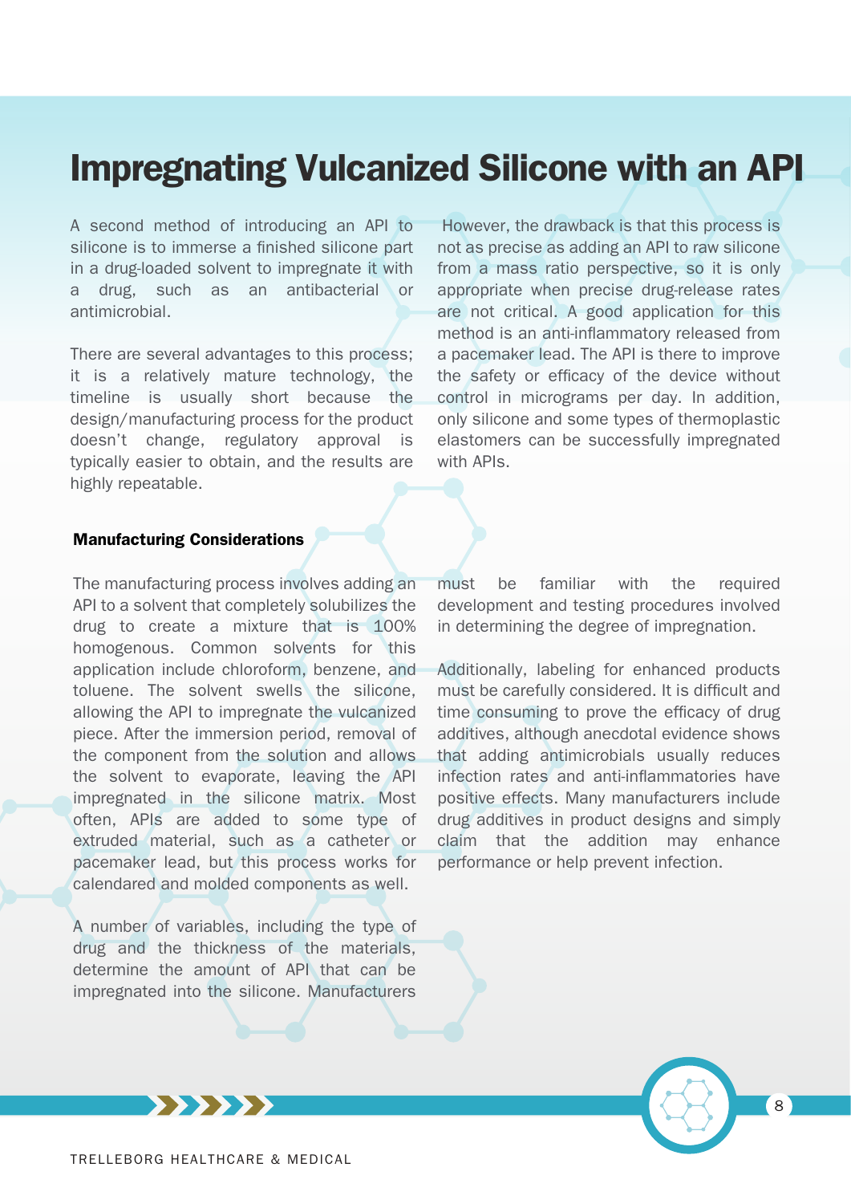# Impregnating Vulcanized Silicone with an API

A second method of introducing an API to silicone is to immerse a finished silicone part in a drug-loaded solvent to impregnate it with a drug, such as an antibacterial or antimicrobial.

There are several advantages to this process; it is a relatively mature technology, the timeline is usually short because the design/manufacturing process for the product doesn't change, regulatory approval is typically easier to obtain, and the results are highly repeatable.

However, the drawback is that this process is not as precise as adding an API to raw silicone from a mass ratio perspective, so it is only appropriate when precise drug-release rates are not critical. A good application for this method is an anti-inflammatory released from a pacemaker lead. The API is there to improve the safety or efficacy of the device without control in micrograms per day. In addition, only silicone and some types of thermoplastic elastomers can be successfully impregnated with APIs.

### Manufacturing Considerations

The manufacturing process involves adding an API to a solvent that completely solubilizes the drug to create a mixture that is 100% homogenous. Common solvents for this application include chloroform, benzene, and toluene. The solvent swells the silicone, allowing the API to impregnate the vulcanized piece. After the immersion period, removal of the component from the solution and allows the solvent to evaporate, leaving the API impregnated in the silicone matrix. Most often, APIs are added to some type of extruded material, such as a catheter or pacemaker lead, but this process works for calendared and molded components as well.

A number of variables, including the type of drug and the thickness of the materials, determine the amount of API that can be impregnated into the silicone. Manufacturers must be familiar with the required development and testing procedures involved in determining the degree of impregnation.

Additionally, labeling for enhanced products must be carefully considered. It is difficult and time consuming to prove the efficacy of drug additives, although anecdotal evidence shows that adding antimicrobials usually reduces infection rates and anti-inflammatories have positive effects. Many manufacturers include drug additives in product designs and simply claim that the addition may enhance performance or help prevent infection.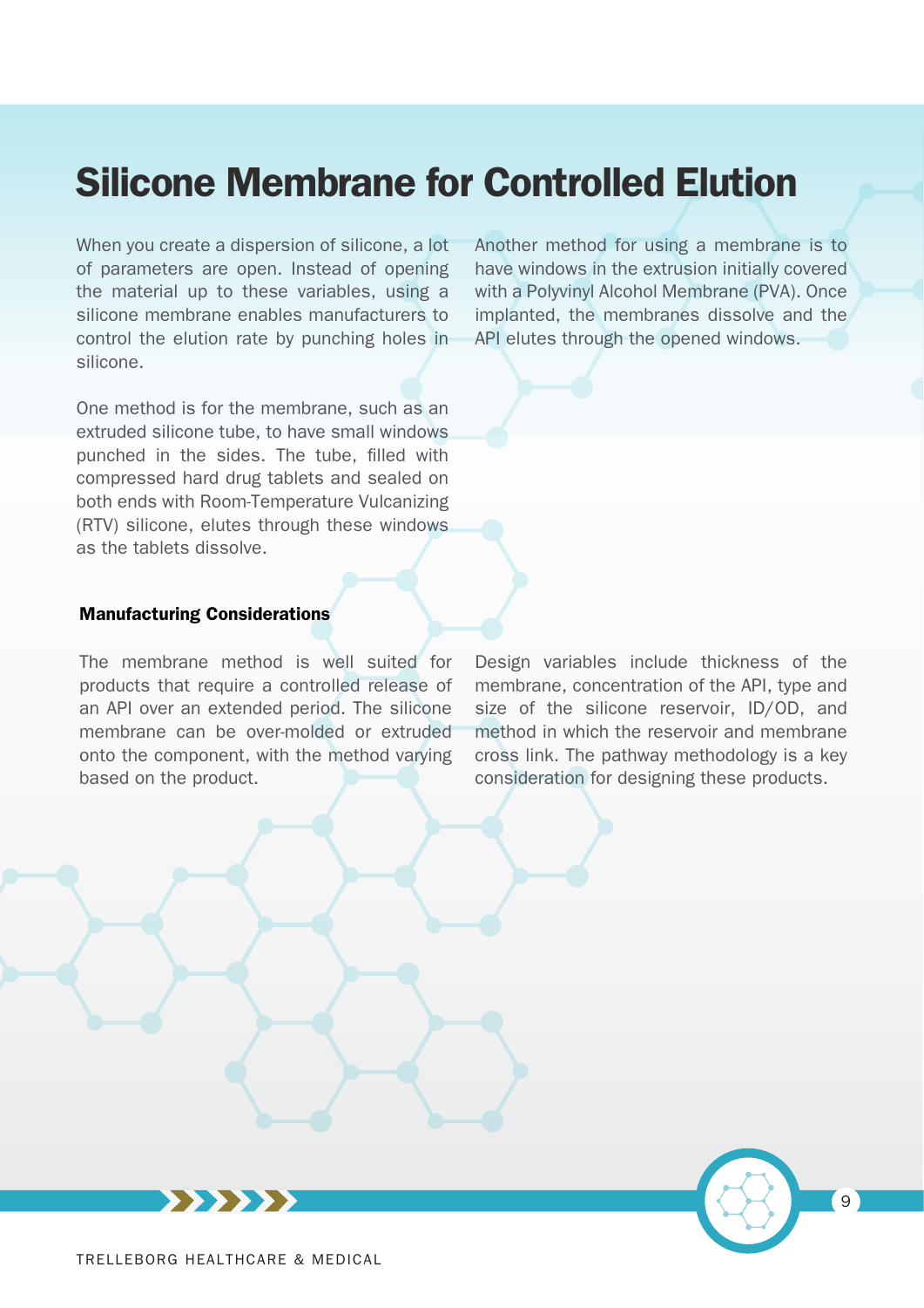# Silicone Membrane for Controlled Elution

When you create a dispersion of silicone, a lot of parameters are open. Instead of opening the material up to these variables, using a silicone membrane enables manufacturers to control the elution rate by punching holes in silicone.

One method is for the membrane, such as an extruded silicone tube, to have small windows punched in the sides. The tube, filled with compressed hard drug tablets and sealed on both ends with Room-Temperature Vulcanizing (RTV) silicone, elutes through these windows as the tablets dissolve.

Another method for using a membrane is to have windows in the extrusion initially covered with a Polyvinyl Alcohol Membrane (PVA). Once implanted, the membranes dissolve and the API elutes through the opened windows.

### Manufacturing Considerations

The membrane method is well suited for products that require a controlled release of an API over an extended period. The silicone membrane can be over-molded or extruded onto the component, with the method varying based on the product.

Design variables include thickness of the membrane, concentration of the API, type and size of the silicone reservoir, ID/OD, and method in which the reservoir and membrane cross link. The pathway methodology is a key consideration for designing these products.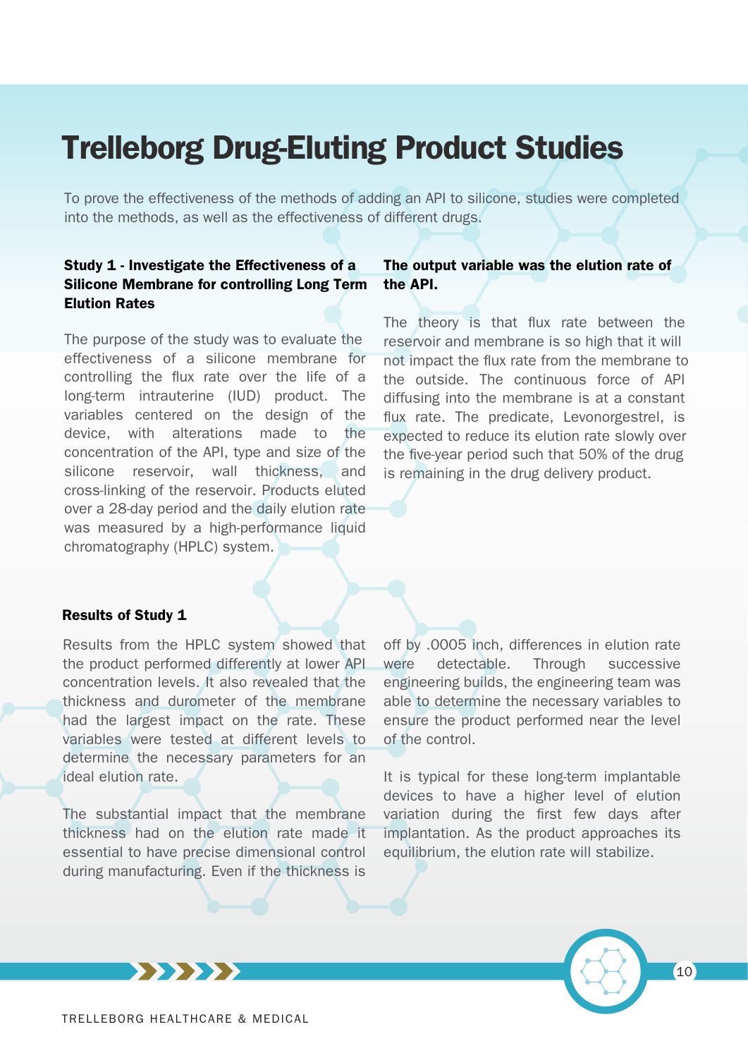# Trelleborg Drug-Eluting Product Studies

To prove the effectiveness of the methods of adding an API to silicone, studies were completed into the methods, as well as the effectiveness of different drugs.

### Study 1 - Investigate the Effectiveness of a Silicone Membrane for controlling Long Term Elution Rates

The purpose of the study was to evaluate the effectiveness of a silicone membrane for controlling the flux rate over the life of a long-term intrauterine (IUD) product. The variables centered on the design of the device, with alterations made to the concentration of the API, type and size of the silicone reservoir, wall thickness, and cross-linking of the reservoir. Products eluted over a 28-day period and the daily elution rate was measured by a high-performance liquid chromatography (HPLC) system.

**The output variable was the elution rate of the API.**

The theory is that flux rate between the reservoir and membrane is so high that it will not impact the flux rate from the membrane to the outside. The continuous force of API diffusing into the membrane is at a constant flux rate. The predicate, Levonorgestrel, is expected to reduce its elution rate slowly over the five-year period such that 50% of the drug is remaining in the drug delivery product.

### Results of Study 1

Results from the HPLC system showed that the product performed differently at lower API concentration levels. It also revealed that the thickness and durometer of the membrane had the largest impact on the rate. These variables were tested at different levels to determine the necessary parameters for an ideal elution rate.

The substantial impact that the membrane thickness had on the elution rate made it essential to have precise dimensional control during manufacturing. Even if the thickness is off by .0005 inch, differences in elution rate were detectable. Through successive engineering builds, the engineering team was able to determine the necessary variables to ensure the product performed near the level of the control.

It is typical for these long-term implantable devices to have a higher level of elution variation during the first few days after implantation. As the product approaches its equilibrium, the elution rate will stabilize.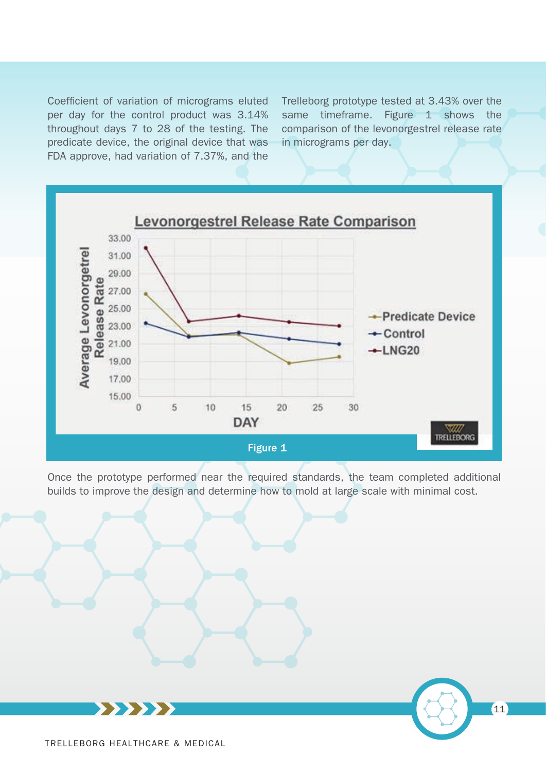Coefficient of variation of micrograms eluted per day for the control product was 3.14% throughout days 7 to 28 of the testing. The predicate device, the original device that was FDA approve, had variation of 7.37%, and the Trelleborg prototype tested at 3.43% over the same timeframe. Figure 1 shows the comparison of the levonorgestrel release rate in micrograms per day.

**Levonorgestrel Release Rate Comparison**

Figure 1

Once the prototype performed near the required standards, the team completed additional builds to improve the design and determine how to mold at large scale with minimal cost.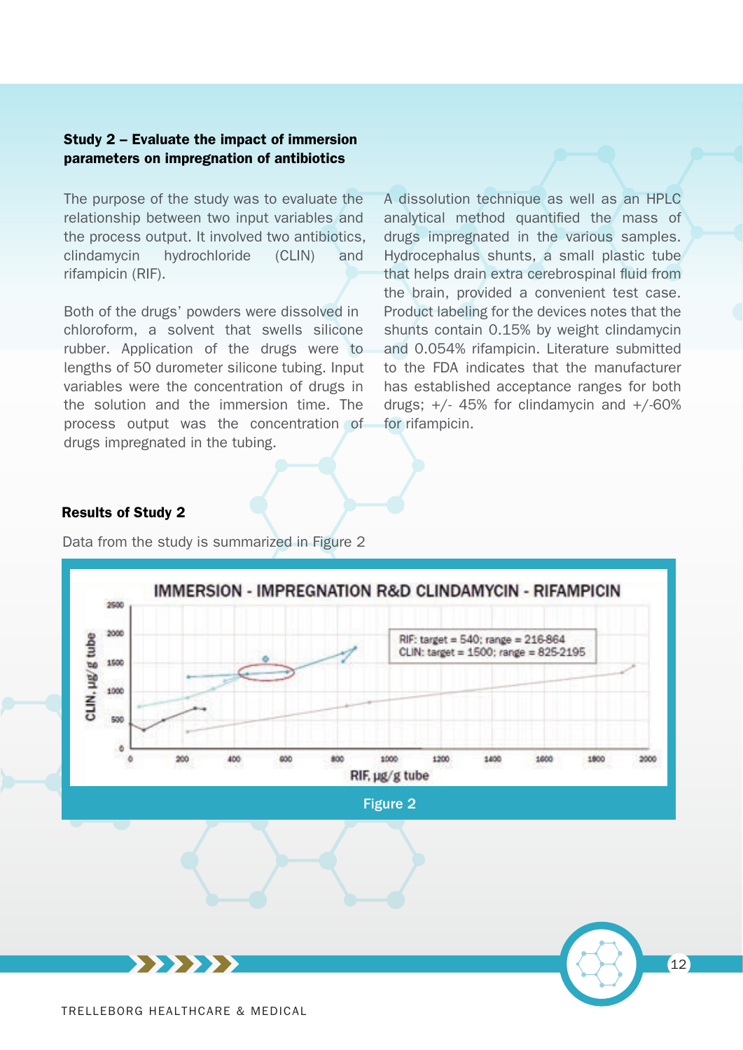### Study 2 – Evaluate the impact of immersion parameters on impregnation of antibiotics

The purpose of the study was to evaluate the relationship between two input variables and the process output. It involved two antibiotics, clindamycin hydrochloride (CLIN) and rifampicin (RIF).

Both of the drugs' powders were dissolved in chloroform, a solvent that swells silicone rubber. Application of the drugs were to lengths of 50 durometer silicone tubing. Input variables were the concentration of drugs in the solution and the immersion time. The process output was the concentration of drugs impregnated in the tubing.

A dissolution technique as well as an HPLC analytical method quantified the mass of drugs impregnated in the various samples. Hydrocephalus shunts, a small plastic tube that helps drain extra cerebrospinal fluid from the brain, provided a convenient test case. Product labeling for the devices notes that the shunts contain 0.15% by weight clindamycin and 0.054% rifampicin. Literature submitted to the FDA indicates that the manufacturer has established acceptance ranges for both drugs; +/- 45% for clindamycin and +/-60% for rifampicin.

### Results of Study 2

Data from the study is summarized in Figure 2

**IMMERSION - IMPREGNATION R&D CLINDAMYCIN - RIFAMPICIN**

RIF: target = 540; range = 216-864
CLIN: target = 1500; range = 825-2195

Y-axis: CLIN, µg/g tube (0–2500); X-axis: RIF, µg/g tube (0–2000)

Figure 2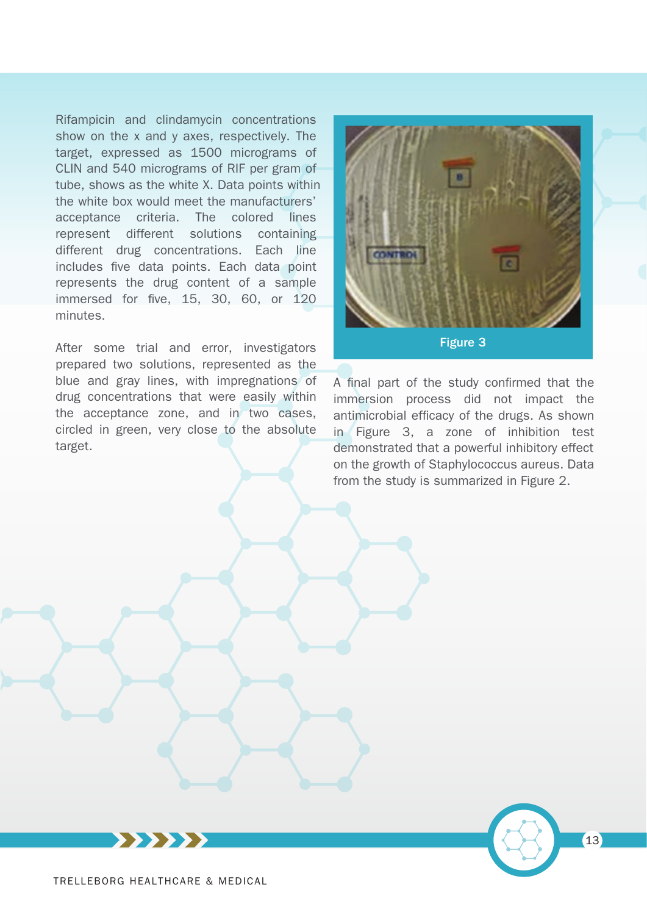Rifampicin and clindamycin concentrations show on the x and y axes, respectively. The target, expressed as 1500 micrograms of CLIN and 540 micrograms of RIF per gram of tube, shows as the white X. Data points within the white box would meet the manufacturers' acceptance criteria. The colored lines represent different solutions containing different drug concentrations. Each line includes five data points. Each data point represents the drug content of a sample immersed for five, 15, 30, 60, or 120 minutes.

After some trial and error, investigators prepared two solutions, represented as the blue and gray lines, with impregnations of drug concentrations that were easily within the acceptance zone, and in two cases, circled in green, very close to the absolute target.

Figure 3

A final part of the study confirmed that the immersion process did not impact the antimicrobial efficacy of the drugs. As shown in Figure 3, a zone of inhibition test demonstrated that a powerful inhibitory effect on the growth of Staphylococcus aureus. Data from the study is summarized in Figure 2.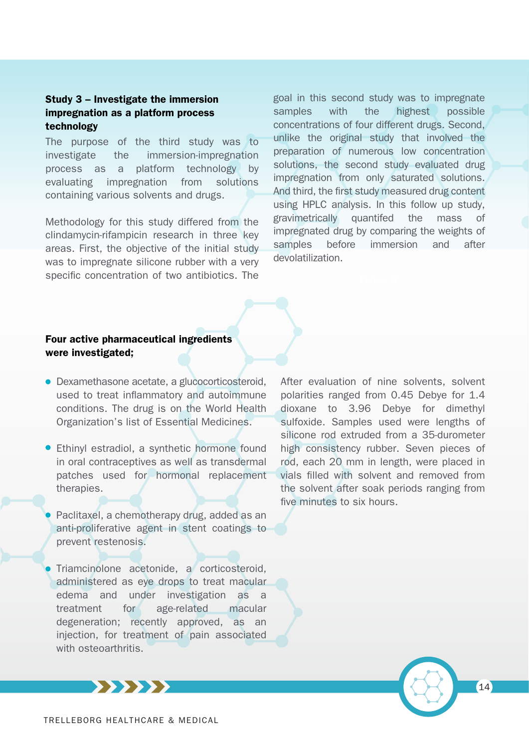### Study 3 – Investigate the immersion impregnation as a platform process technology

The purpose of the third study was to investigate the immersion-impregnation process as a platform technology by evaluating impregnation from solutions containing various solvents and drugs.

Methodology for this study differed from the clindamycin-rifampicin research in three key areas. First, the objective of the initial study was to impregnate silicone rubber with a very specific concentration of two antibiotics. The goal in this second study was to impregnate samples with the highest possible concentrations of four different drugs. Second, unlike the original study that involved the preparation of numerous low concentration solutions, the second study evaluated drug impregnation from only saturated solutions. And third, the first study measured drug content using HPLC analysis. In this follow up study, gravimetrically quantifed the mass of impregnated drug by comparing the weights of samples before immersion and after devolatilization.

### Four active pharmaceutical ingredients were investigated;

- Dexamethasone acetate, a glucocorticosteroid, used to treat inflammatory and autoimmune conditions. The drug is on the World Health Organization's list of Essential Medicines.
- Ethinyl estradiol, a synthetic hormone found in oral contraceptives as well as transdermal patches used for hormonal replacement therapies.
- Paclitaxel, a chemotherapy drug, added as an anti-proliferative agent in stent coatings to prevent restenosis.
- Triamcinolone acetonide, a corticosteroid, administered as eye drops to treat macular edema and under investigation as a treatment for age-related macular degeneration; recently approved, as an injection, for treatment of pain associated with osteoarthritis.

After evaluation of nine solvents, solvent polarities ranged from 0.45 Debye for 1.4 dioxane to 3.96 Debye for dimethyl sulfoxide. Samples used were lengths of silicone rod extruded from a 35-durometer high consistency rubber. Seven pieces of rod, each 20 mm in length, were placed in vials filled with solvent and removed from the solvent after soak periods ranging from five minutes to six hours.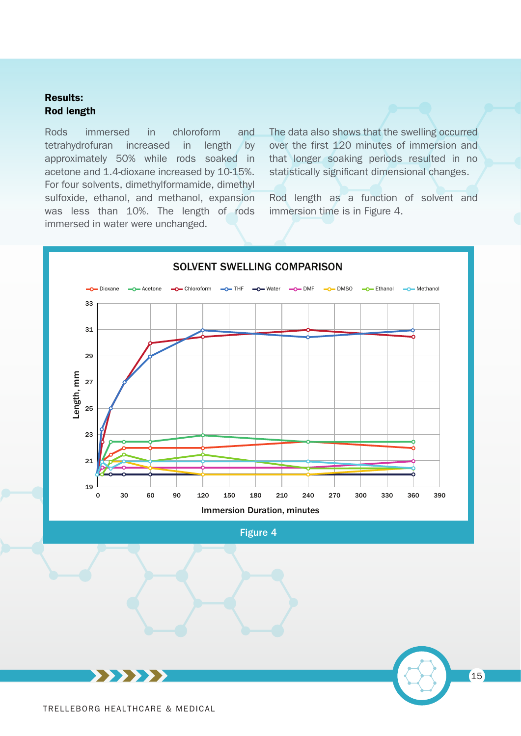**Results:**
**Rod length**

Rods immersed in chloroform and tetrahydrofuran increased in length by approximately 50% while rods soaked in acetone and 1.4-dioxane increased by 10-15%. For four solvents, dimethylformamide, dimethyl sulfoxide, ethanol, and methanol, expansion was less than 10%. The length of rods immersed in water were unchanged.

The data also shows that the swelling occurred over the first 120 minutes of immersion and that longer soaking periods resulted in no statistically significant dimensional changes.

Rod length as a function of solvent and immersion time is in Figure 4.

**SOLVENT SWELLING COMPARISON**

Figure 4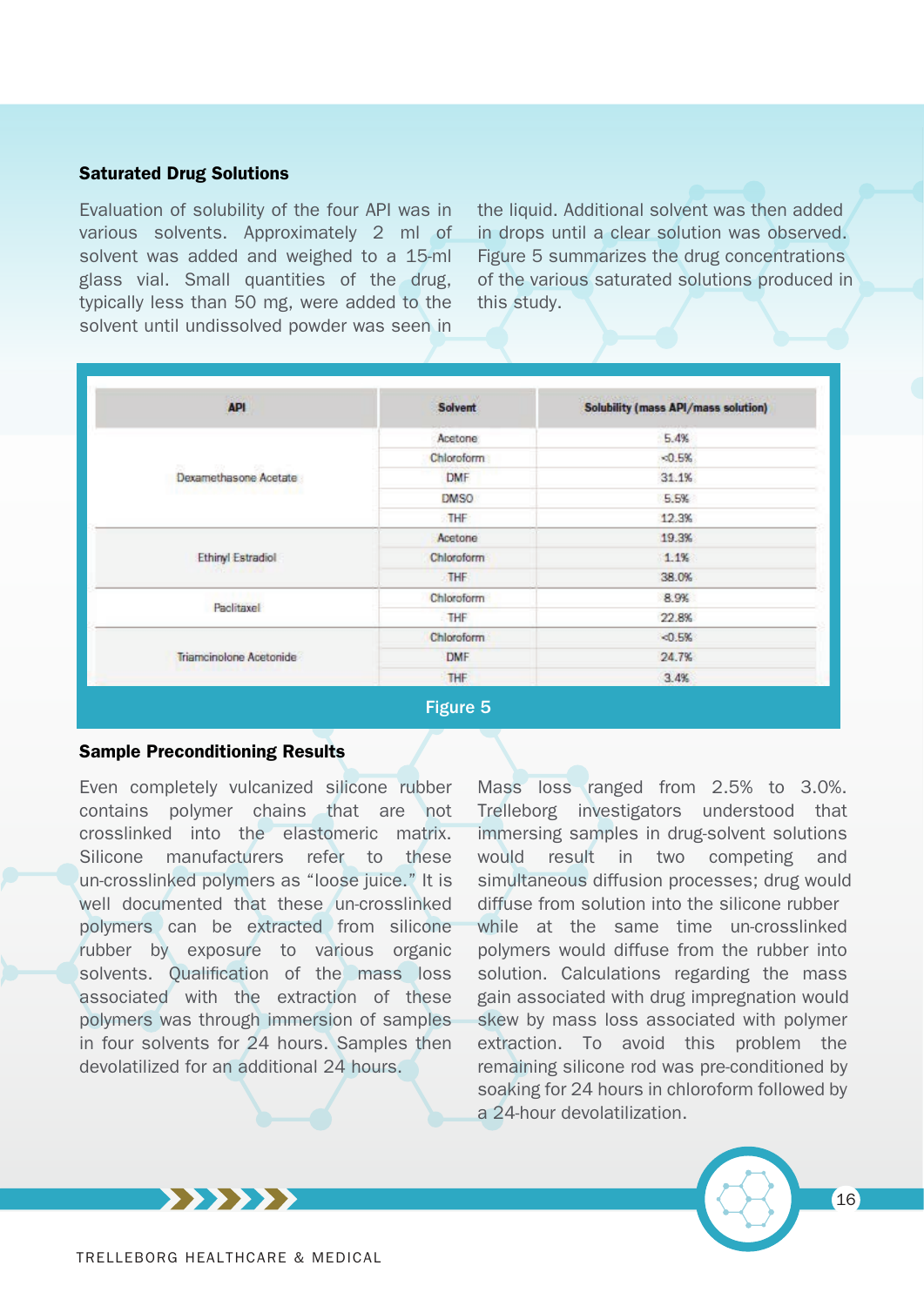### Saturated Drug Solutions

Evaluation of solubility of the four API was in various solvents. Approximately 2 ml of solvent was added and weighed to a 15-ml glass vial. Small quantities of the drug, typically less than 50 mg, were added to the solvent until undissolved powder was seen in the liquid. Additional solvent was then added in drops until a clear solution was observed. Figure 5 summarizes the drug concentrations of the various saturated solutions produced in this study.

| API | Solvent | Solubility (mass API/mass solution) |
|---|---|---|
| Dexamethasone Acetate | Acetone | 5.4% |
| | Chloroform | <0.5% |
| | DMF | 31.1% |
| | DMSO | 5.5% |
| | THF | 12.3% |
| Ethinyl Estradiol | Acetone | 19.3% |
| | Chloroform | 1.1% |
| | THF | 38.0% |
| Paclitaxel | Chloroform | 8.9% |
| | THF | 22.8% |
| Triamcinolone Acetonide | Chloroform | <0.5% |
| | DMF | 24.7% |
| | THF | 3.4% |

Figure 5

### Sample Preconditioning Results

Even completely vulcanized silicone rubber contains polymer chains that are not crosslinked into the elastomeric matrix. Silicone manufacturers refer to these un-crosslinked polymers as "loose juice." It is well documented that these un-crosslinked polymers can be extracted from silicone rubber by exposure to various organic solvents. Qualification of the mass loss associated with the extraction of these polymers was through immersion of samples in four solvents for 24 hours. Samples then devolatilized for an additional 24 hours.

Mass loss ranged from 2.5% to 3.0%. Trelleborg investigators understood that immersing samples in drug-solvent solutions would result in two competing and simultaneous diffusion processes; drug would diffuse from solution into the silicone rubber while at the same time un-crosslinked polymers would diffuse from the rubber into solution. Calculations regarding the mass gain associated with drug impregnation would skew by mass loss associated with polymer extraction. To avoid this problem the remaining silicone rod was pre-conditioned by soaking for 24 hours in chloroform followed by a 24-hour devolatilization.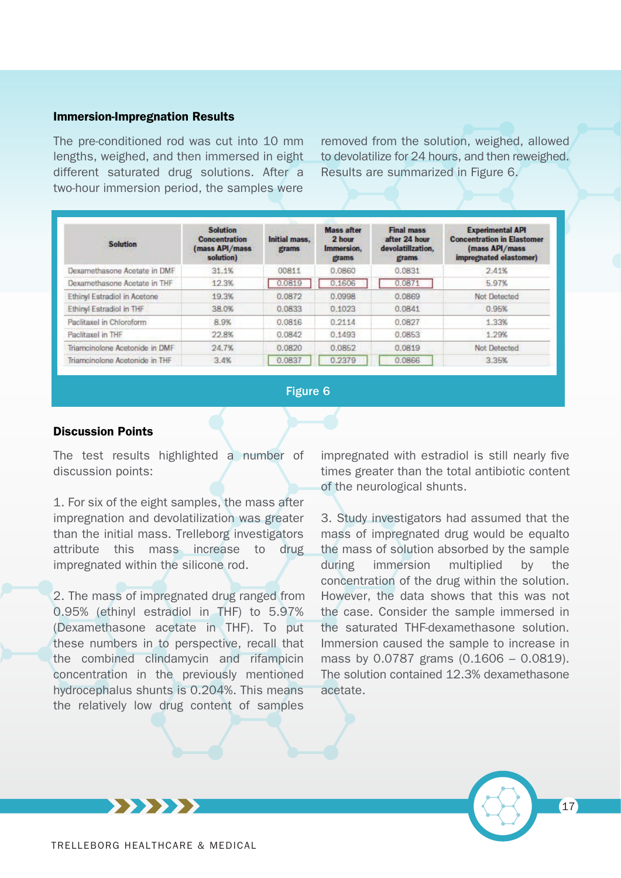### Immersion-Impregnation Results

The pre-conditioned rod was cut into 10 mm lengths, weighed, and then immersed in eight different saturated drug solutions. After a two-hour immersion period, the samples were removed from the solution, weighed, allowed to devolatilize for 24 hours, and then reweighed. Results are summarized in Figure 6.

| Solution | Solution Concentration (mass API/mass solution) | Initial mass, grams | Mass after 2 hour Immersion, grams | Final mass after 24 hour devolatilization, grams | Experimental API Concentration in Elastomer (mass API/mass impregnated elastomer) |
|---|---|---|---|---|---|
| Dexamethasone Acetate in DMF | 31.1% | 00811 | 0.0860 | 0.0831 | 2.41% |
| Dexamethasone Acetate in THF | 12.3% | 0.0819 | 0.1606 | 0.0871 | 5.97% |
| Ethinyl Estradiol in Acetone | 19.3% | 0.0872 | 0.0998 | 0.0869 | Not Detected |
| Ethinyl Estradiol in THF | 38.0% | 0.0833 | 0.1023 | 0.0841 | 0.95% |
| Paclitaxel in Chloroform | 8.9% | 0.0816 | 0.2114 | 0.0827 | 1.33% |
| Paclitaxel in THF | 22.8% | 0.0842 | 0.1493 | 0.0853 | 1.29% |
| Triamcinolone Acetonide in DMF | 24.7% | 0.0820 | 0.0852 | 0.0819 | Not Detected |
| Triamcinolone Acetonide in THF | 3.4% | 0.0837 | 0.2379 | 0.0866 | 3.35% |

Figure 6

### Discussion Points

The test results highlighted a number of discussion points:

1. For six of the eight samples, the mass after impregnation and devolatilization was greater than the initial mass. Trelleborg investigators attribute this mass increase to drug impregnated within the silicone rod.

2. The mass of impregnated drug ranged from 0.95% (ethinyl estradiol in THF) to 5.97% (Dexamethasone acetate in THF). To put these numbers in to perspective, recall that the combined clindamycin and rifampicin concentration in the previously mentioned hydrocephalus shunts is 0.204%. This means the relatively low drug content of samples impregnated with estradiol is still nearly five times greater than the total antibiotic content of the neurological shunts.

3. Study investigators had assumed that the mass of impregnated drug would be equalto the mass of solution absorbed by the sample during immersion multiplied by the concentration of the drug within the solution. However, the data shows that this was not the case. Consider the sample immersed in the saturated THF-dexamethasone solution. Immersion caused the sample to increase in mass by 0.0787 grams (0.1606 – 0.0819). The solution contained 12.3% dexamethasone acetate.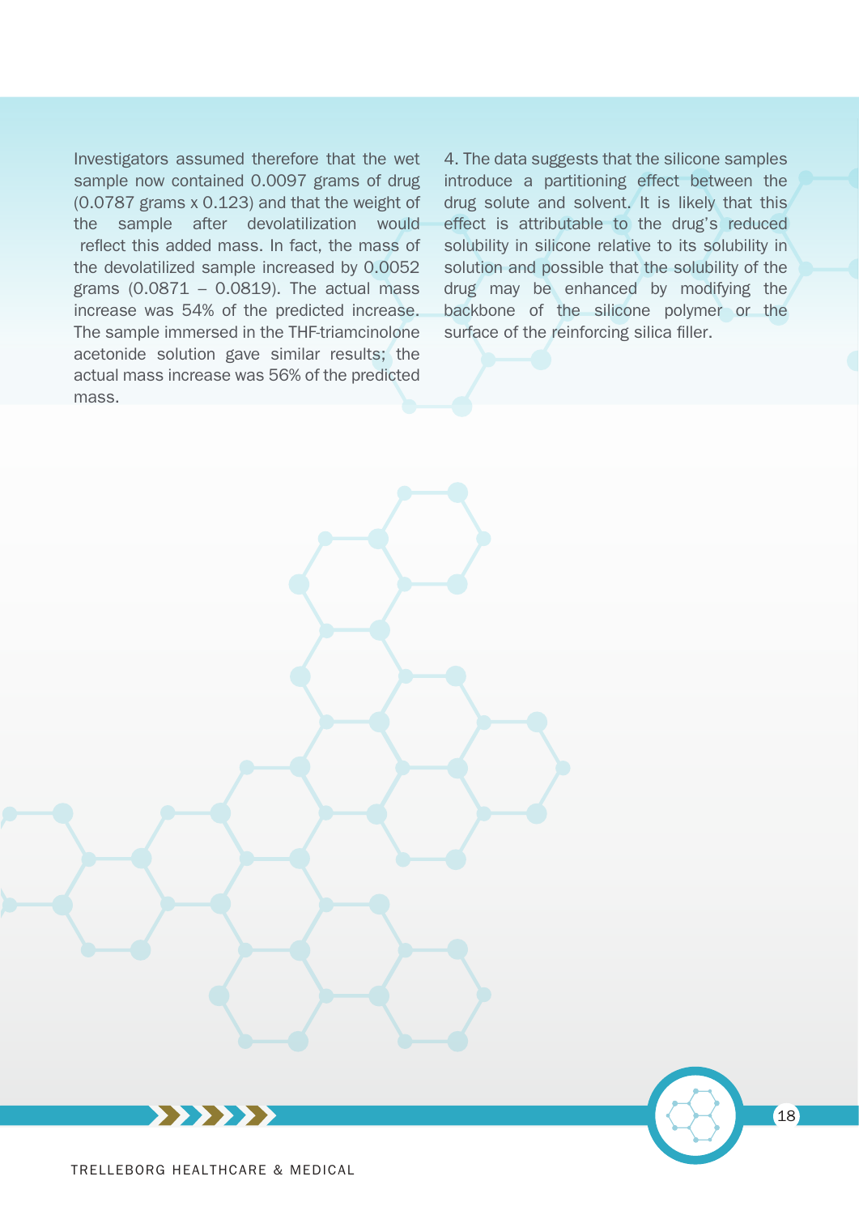Investigators assumed therefore that the wet sample now contained 0.0097 grams of drug (0.0787 grams x 0.123) and that the weight of the sample after devolatilization would reflect this added mass. In fact, the mass of the devolatilized sample increased by 0.0052 grams (0.0871 – 0.0819). The actual mass increase was 54% of the predicted increase. The sample immersed in the THF-triamcinolone acetonide solution gave similar results; the actual mass increase was 56% of the predicted mass.

4. The data suggests that the silicone samples introduce a partitioning effect between the drug solute and solvent. It is likely that this effect is attributable to the drug's reduced solubility in silicone relative to its solubility in solution and possible that the solubility of the drug may be enhanced by modifying the backbone of the silicone polymer or the surface of the reinforcing silica filler.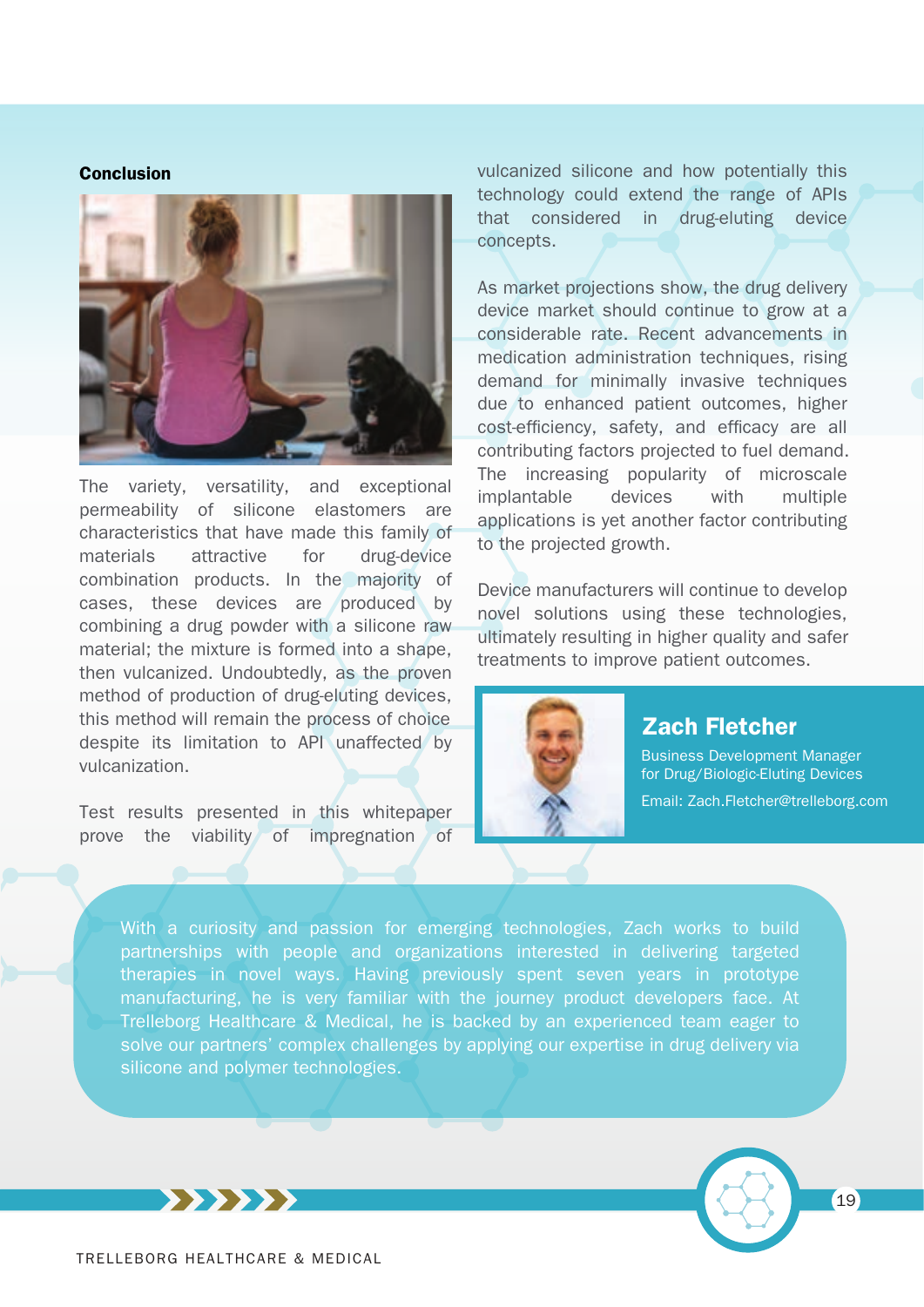## Conclusion

The variety, versatility, and exceptional permeability of silicone elastomers are characteristics that have made this family of materials attractive for drug-device combination products. In the majority of cases, these devices are produced by combining a drug powder with a silicone raw material; the mixture is formed into a shape, then vulcanized. Undoubtedly, as the proven method of production of drug-eluting devices, this method will remain the process of choice despite its limitation to API unaffected by vulcanization.

Test results presented in this whitepaper prove the viability of impregnation of vulcanized silicone and how potentially this technology could extend the range of APIs that considered in drug-eluting device concepts.

As market projections show, the drug delivery device market should continue to grow at a considerable rate. Recent advancements in medication administration techniques, rising demand for minimally invasive techniques due to enhanced patient outcomes, higher cost-efficiency, safety, and efficacy are all contributing factors projected to fuel demand. The increasing popularity of microscale implantable devices with multiple applications is yet another factor contributing to the projected growth.

Device manufacturers will continue to develop novel solutions using these technologies, ultimately resulting in higher quality and safer treatments to improve patient outcomes.

### Zach Fletcher

Business Development Manager
for Drug/Biologic-Eluting Devices

Email: Zach.Fletcher@trelleborg.com

With a curiosity and passion for emerging technologies, Zach works to build partnerships with people and organizations interested in delivering targeted therapies in novel ways. Having previously spent seven years in prototype manufacturing, he is very familiar with the journey product developers face. At Trelleborg Healthcare & Medical, he is backed by an experienced team eager to solve our partners' complex challenges by applying our expertise in drug delivery via silicone and polymer technologies.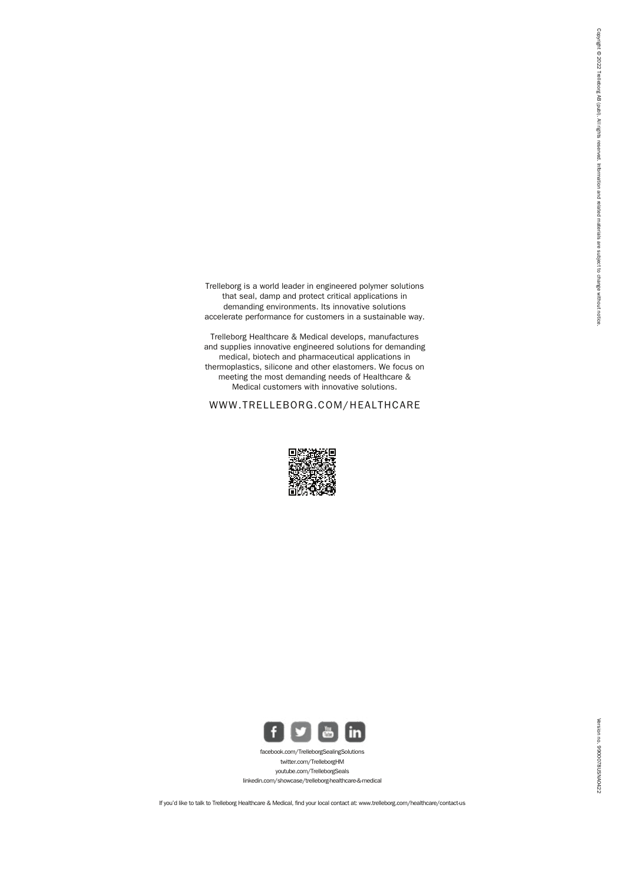Trelleborg is a world leader in engineered polymer solutions that seal, damp and protect critical applications in demanding environments. Its innovative solutions accelerate performance for customers in a sustainable way.

Trelleborg Healthcare & Medical develops, manufactures and supplies innovative engineered solutions for demanding medical, biotech and pharmaceutical applications in thermoplastics, silicone and other elastomers. We focus on meeting the most demanding needs of Healthcare & Medical customers with innovative solutions.

WWW.TRELLEBORG.COM/HEALTHCARE

facebook.com/TrelleborgSealingSolutions
twitter.com/TrelleborgHM
youtube.com/TrelleborgSeals
linkedin.com/showcase/trelleborg-healthcare-&-medical

If you'd like to talk to Trelleborg Healthcare & Medical, find your local contact at: www.trelleborg.com/healthcare/contact-us

Copyright © 2022 Trelleborg AB (publ). All rights reserved. Information and related materials are subject to change without notice.

Version no. 99007USNA0422